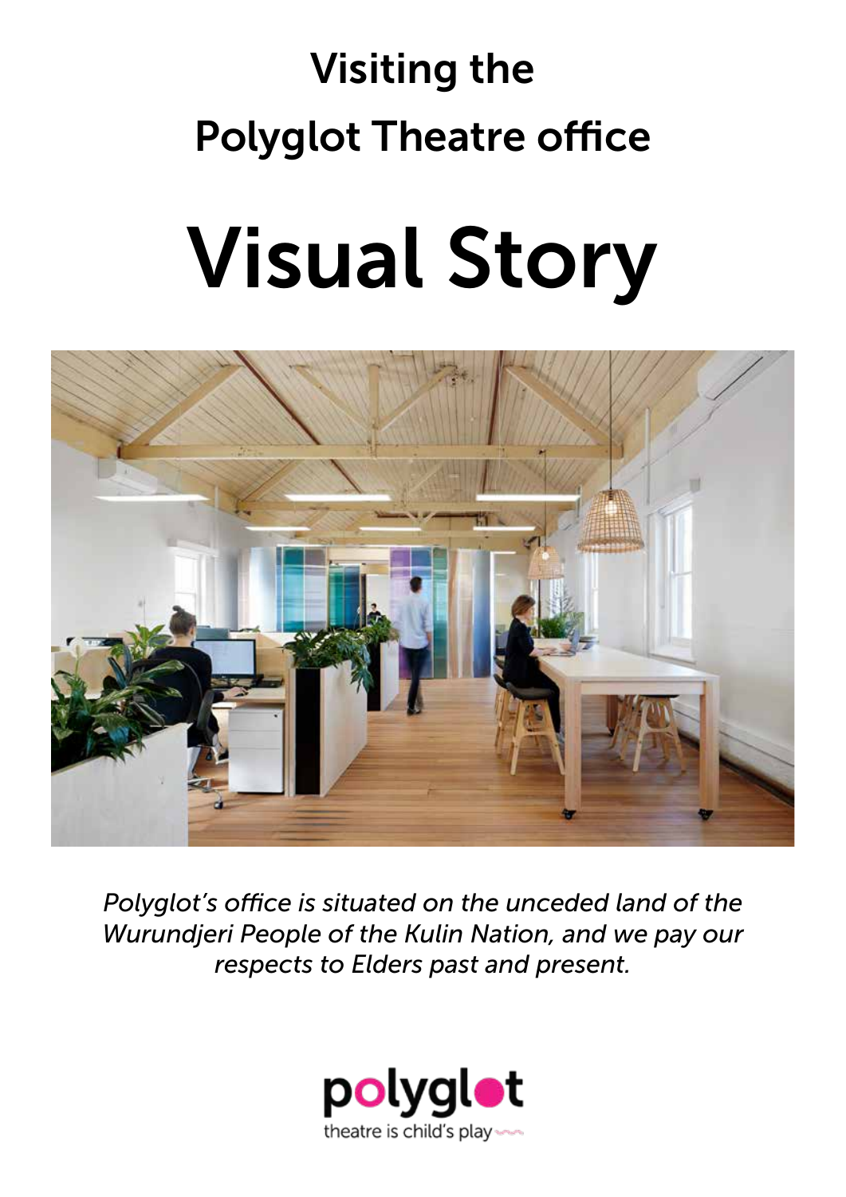## Visiting the Polyglot Theatre office

# Visual Story

*Polyglot's office is situated on the unceded land of the Wurundjeri People of the Kulin Nation, and we pay our respects to Elders past and present.*

polyglot
theatre is child's play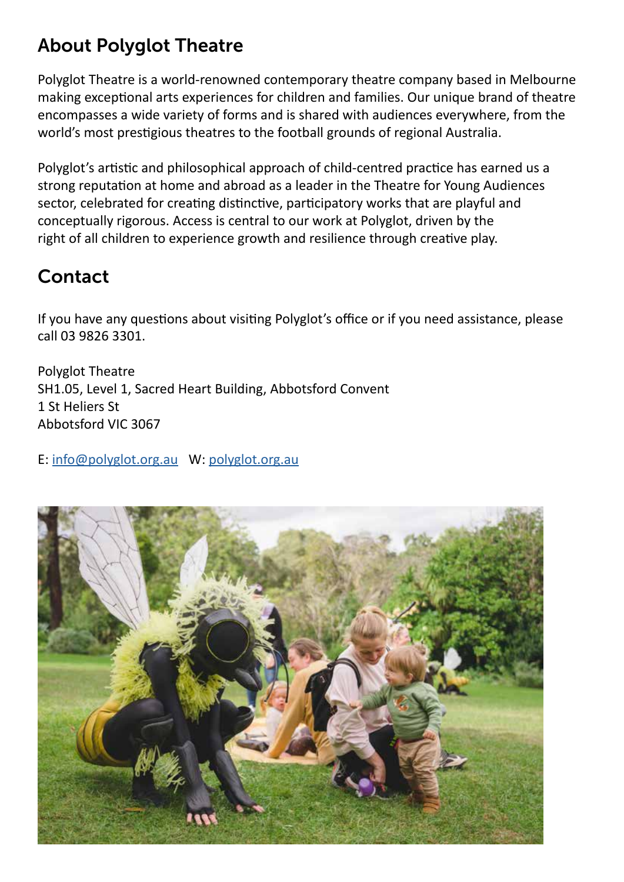## About Polyglot Theatre

Polyglot Theatre is a world-renowned contemporary theatre company based in Melbourne making exceptional arts experiences for children and families. Our unique brand of theatre encompasses a wide variety of forms and is shared with audiences everywhere, from the world's most prestigious theatres to the football grounds of regional Australia.

Polyglot's artistic and philosophical approach of child-centred practice has earned us a strong reputation at home and abroad as a leader in the Theatre for Young Audiences sector, celebrated for creating distinctive, participatory works that are playful and conceptually rigorous. Access is central to our work at Polyglot, driven by the right of all children to experience growth and resilience through creative play.

## Contact

If you have any questions about visiting Polyglot's office or if you need assistance, please call 03 9826 3301.

Polyglot Theatre
SH1.05, Level 1, Sacred Heart Building, Abbotsford Convent
1 St Heliers St
Abbotsford VIC 3067

E: info@polyglot.org.au W: polyglot.org.au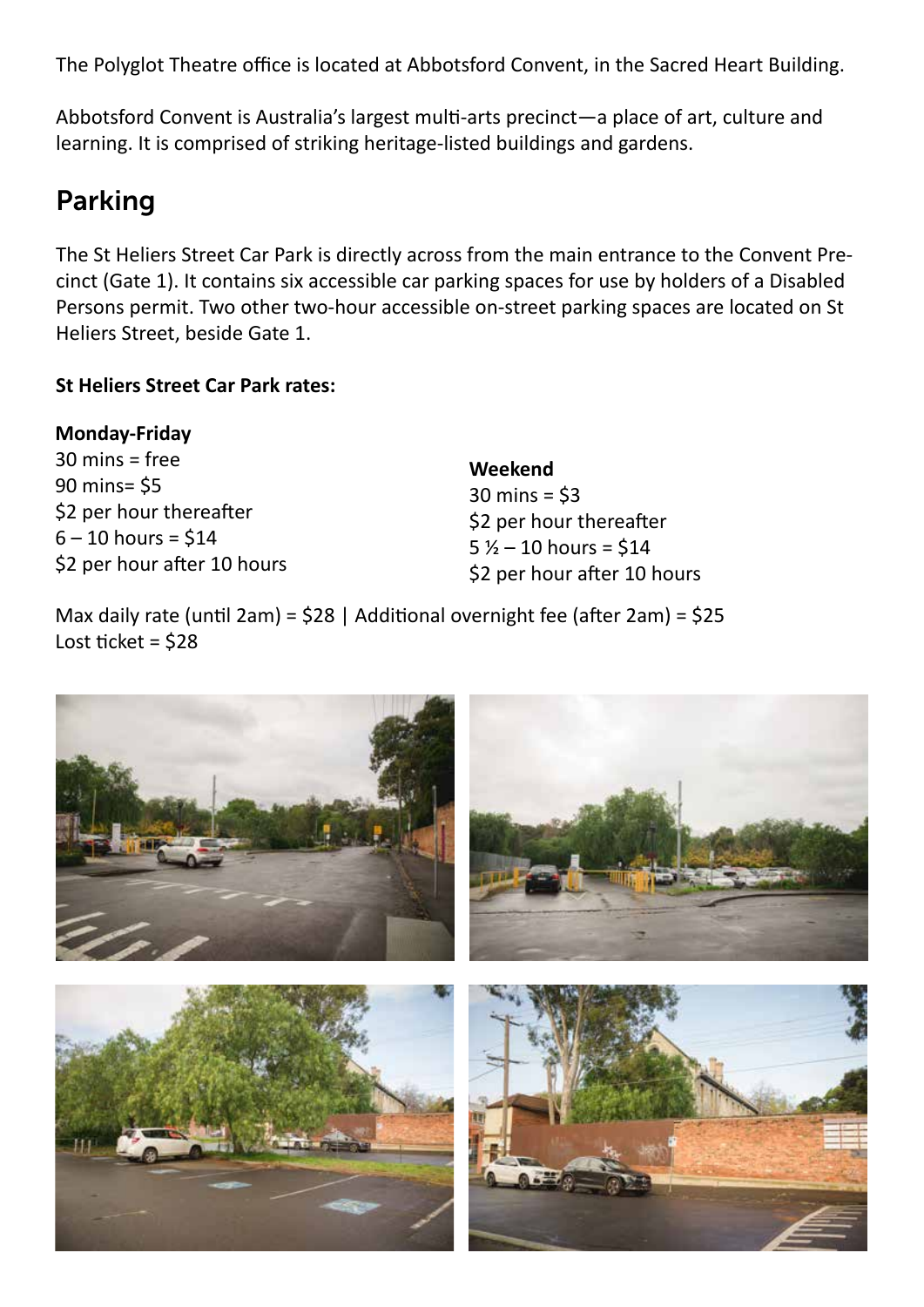The Polyglot Theatre office is located at Abbotsford Convent, in the Sacred Heart Building.

Abbotsford Convent is Australia's largest multi-arts precinct—a place of art, culture and learning. It is comprised of striking heritage-listed buildings and gardens.

## Parking

The St Heliers Street Car Park is directly across from the main entrance to the Convent Precinct (Gate 1). It contains six accessible car parking spaces for use by holders of a Disabled Persons permit. Two other two-hour accessible on-street parking spaces are located on St Heliers Street, beside Gate 1.

**St Heliers Street Car Park rates:**

**Monday-Friday**
30 mins = free
90 mins= $5
$2 per hour thereafter
6 – 10 hours = $14
$2 per hour after 10 hours

**Weekend**
30 mins = $3
$2 per hour thereafter
5 ½ – 10 hours = $14
$2 per hour after 10 hours

Max daily rate (until 2am) = $28 | Additional overnight fee (after 2am) = $25
Lost ticket = $28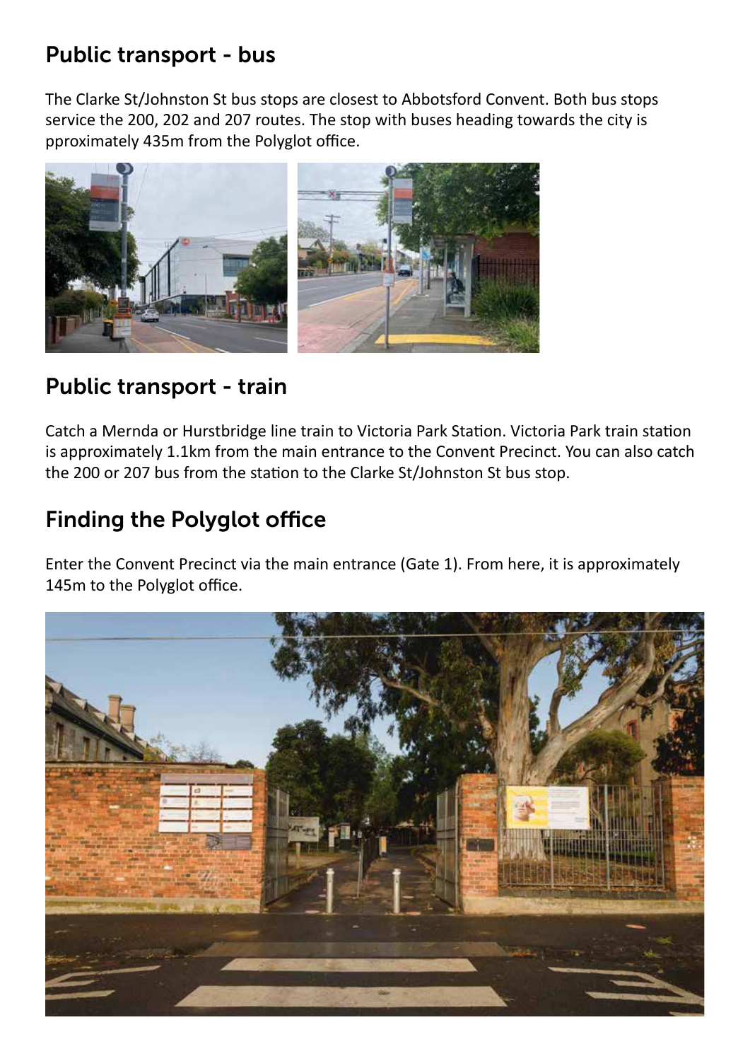## Public transport - bus

The Clarke St/Johnston St bus stops are closest to Abbotsford Convent. Both bus stops service the 200, 202 and 207 routes. The stop with buses heading towards the city is pproximately 435m from the Polyglot office.

## Public transport - train

Catch a Mernda or Hurstbridge line train to Victoria Park Station. Victoria Park train station is approximately 1.1km from the main entrance to the Convent Precinct. You can also catch the 200 or 207 bus from the station to the Clarke St/Johnston St bus stop.

## Finding the Polyglot office

Enter the Convent Precinct via the main entrance (Gate 1). From here, it is approximately 145m to the Polyglot office.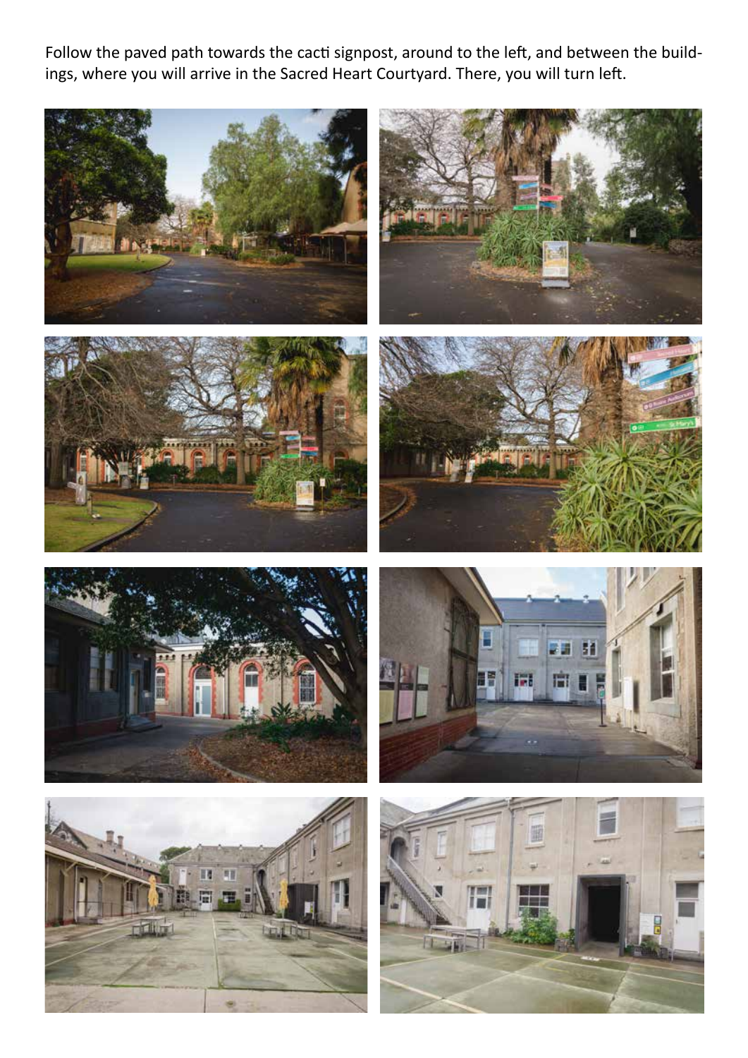Follow the paved path towards the cacti signpost, around to the left, and between the buildings, where you will arrive in the Sacred Heart Courtyard. There, you will turn left.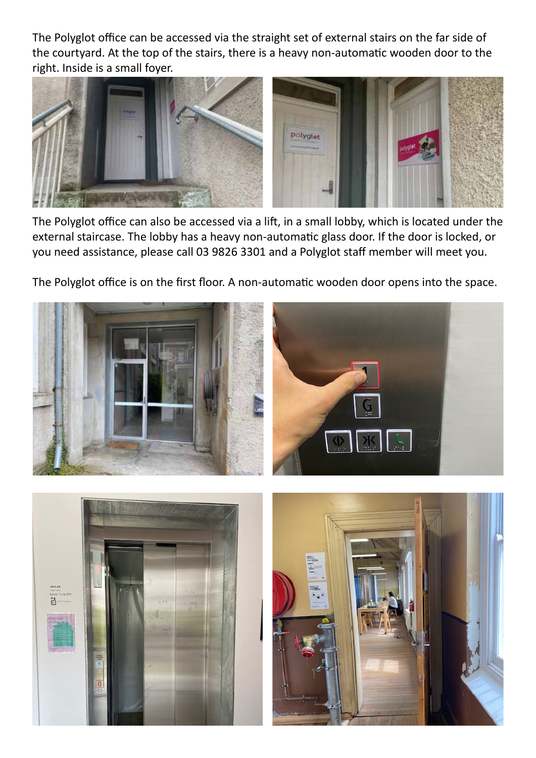The Polyglot office can be accessed via the straight set of external stairs on the far side of the courtyard. At the top of the stairs, there is a heavy non-automatic wooden door to the right. Inside is a small foyer.

The Polyglot office can also be accessed via a lift, in a small lobby, which is located under the external staircase. The lobby has a heavy non-automatic glass door. If the door is locked, or you need assistance, please call 03 9826 3301 and a Polyglot staff member will meet you.

The Polyglot office is on the first floor. A non-automatic wooden door opens into the space.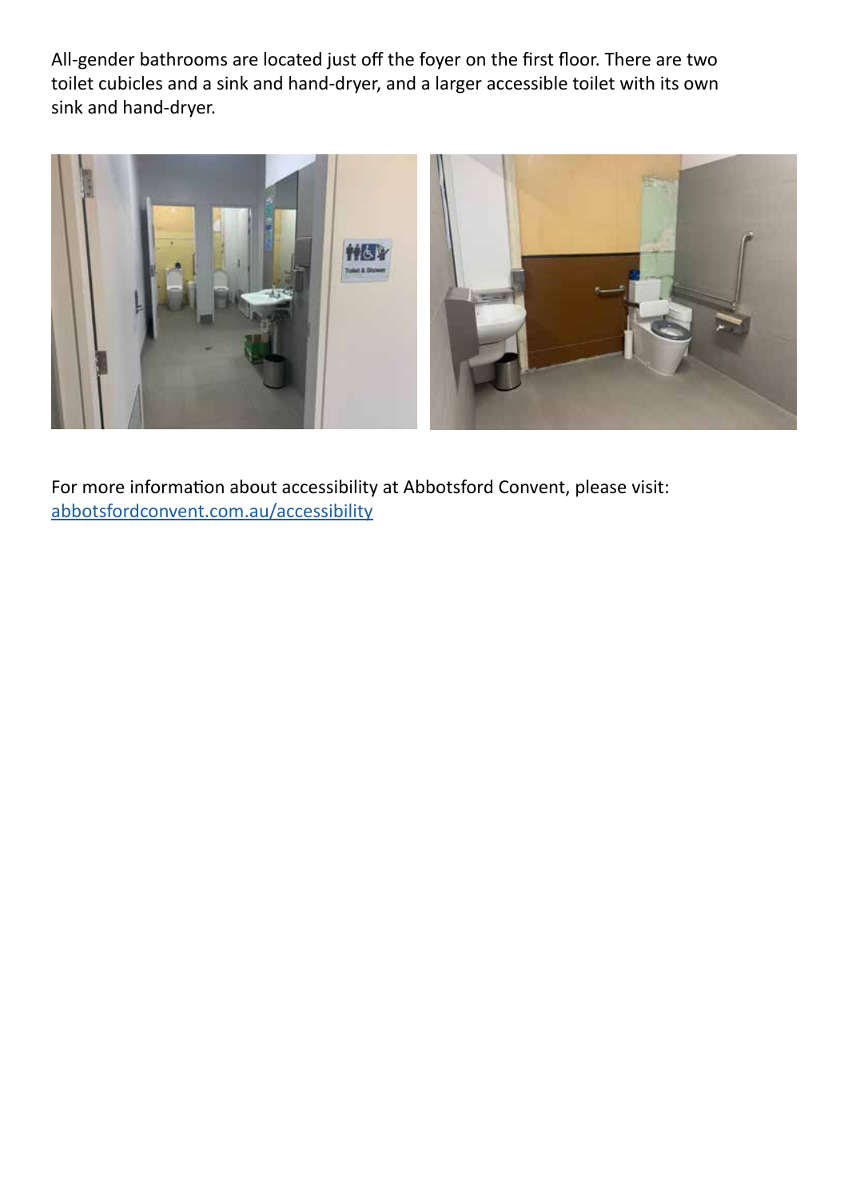All-gender bathrooms are located just off the foyer on the first floor. There are two toilet cubicles and a sink and hand-dryer, and a larger accessible toilet with its own sink and hand-dryer.

For more information about accessibility at Abbotsford Convent, please visit: [abbotsfordconvent.com.au/accessibility](https://abbotsfordconvent.com.au/accessibility)